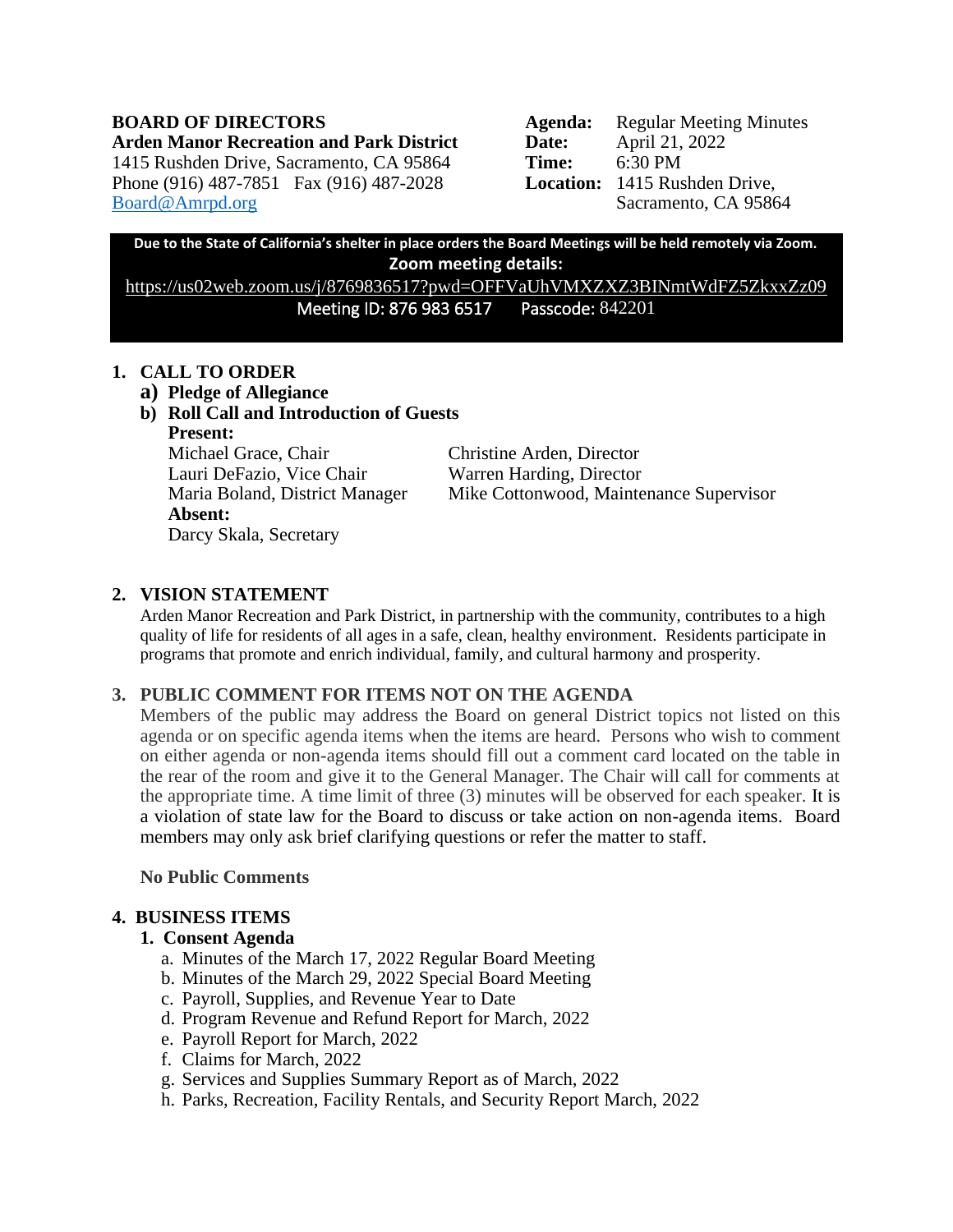**BOARD OF DIRECTORS**
**Arden Manor Recreation and Park District**
1415 Rushden Drive, Sacramento, CA 95864
Phone (916) 487-7851 Fax (916) 487-2028
Board@Amrpd.org

**Agenda:** Regular Meeting Minutes
**Date:** April 21, 2022
**Time:** 6:30 PM
**Location:** 1415 Rushden Drive, Sacramento, CA 95864

**Due to the State of California's shelter in place orders the Board Meetings will be held remotely via Zoom.**
**Zoom meeting details:**
https://us02web.zoom.us/j/8769836517?pwd=OFFVaUhVMXZXZ3BINmtWdFZ5ZkxxZz09
Meeting ID: 876 983 6517 Passcode: 842201

## 1. CALL TO ORDER

**a) Pledge of Allegiance**

**b) Roll Call and Introduction of Guests**

**Present:**
Michael Grace, Chair
Lauri DeFazio, Vice Chair
Maria Boland, District Manager
Christine Arden, Director
Warren Harding, Director
Mike Cottonwood, Maintenance Supervisor

**Absent:**
Darcy Skala, Secretary

## 2. VISION STATEMENT

Arden Manor Recreation and Park District, in partnership with the community, contributes to a high quality of life for residents of all ages in a safe, clean, healthy environment. Residents participate in programs that promote and enrich individual, family, and cultural harmony and prosperity.

## 3. PUBLIC COMMENT FOR ITEMS NOT ON THE AGENDA

Members of the public may address the Board on general District topics not listed on this agenda or on specific agenda items when the items are heard. Persons who wish to comment on either agenda or non-agenda items should fill out a comment card located on the table in the rear of the room and give it to the General Manager. The Chair will call for comments at the appropriate time. A time limit of three (3) minutes will be observed for each speaker. It is a violation of state law for the Board to discuss or take action on non-agenda items. Board members may only ask brief clarifying questions or refer the matter to staff.

**No Public Comments**

## 4. BUSINESS ITEMS

**1. Consent Agenda**

a. Minutes of the March 17, 2022 Regular Board Meeting
b. Minutes of the March 29, 2022 Special Board Meeting
c. Payroll, Supplies, and Revenue Year to Date
d. Program Revenue and Refund Report for March, 2022
e. Payroll Report for March, 2022
f. Claims for March, 2022
g. Services and Supplies Summary Report as of March, 2022
h. Parks, Recreation, Facility Rentals, and Security Report March, 2022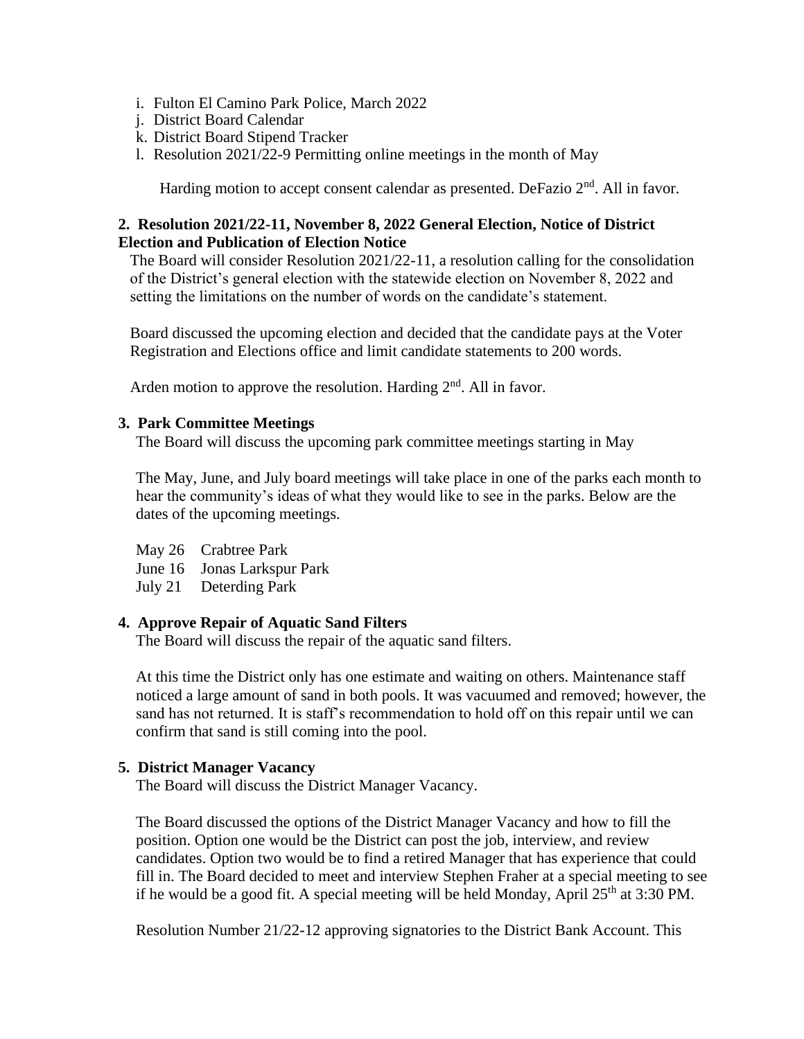i. Fulton El Camino Park Police, March 2022
j. District Board Calendar
k. District Board Stipend Tracker
l. Resolution 2021/22-9 Permitting online meetings in the month of May

Harding motion to accept consent calendar as presented. DeFazio 2nd. All in favor.

**2. Resolution 2021/22-11, November 8, 2022 General Election, Notice of District Election and Publication of Election Notice**

The Board will consider Resolution 2021/22-11, a resolution calling for the consolidation of the District's general election with the statewide election on November 8, 2022 and setting the limitations on the number of words on the candidate's statement.

Board discussed the upcoming election and decided that the candidate pays at the Voter Registration and Elections office and limit candidate statements to 200 words.

Arden motion to approve the resolution. Harding 2nd. All in favor.

**3. Park Committee Meetings**

The Board will discuss the upcoming park committee meetings starting in May

The May, June, and July board meetings will take place in one of the parks each month to hear the community's ideas of what they would like to see in the parks. Below are the dates of the upcoming meetings.

May 26 Crabtree Park
June 16 Jonas Larkspur Park
July 21 Deterding Park

**4. Approve Repair of Aquatic Sand Filters**

The Board will discuss the repair of the aquatic sand filters.

At this time the District only has one estimate and waiting on others. Maintenance staff noticed a large amount of sand in both pools. It was vacuumed and removed; however, the sand has not returned. It is staff's recommendation to hold off on this repair until we can confirm that sand is still coming into the pool.

**5. District Manager Vacancy**

The Board will discuss the District Manager Vacancy.

The Board discussed the options of the District Manager Vacancy and how to fill the position. Option one would be the District can post the job, interview, and review candidates. Option two would be to find a retired Manager that has experience that could fill in. The Board decided to meet and interview Stephen Fraher at a special meeting to see if he would be a good fit. A special meeting will be held Monday, April 25th at 3:30 PM.

Resolution Number 21/22-12 approving signatories to the District Bank Account. This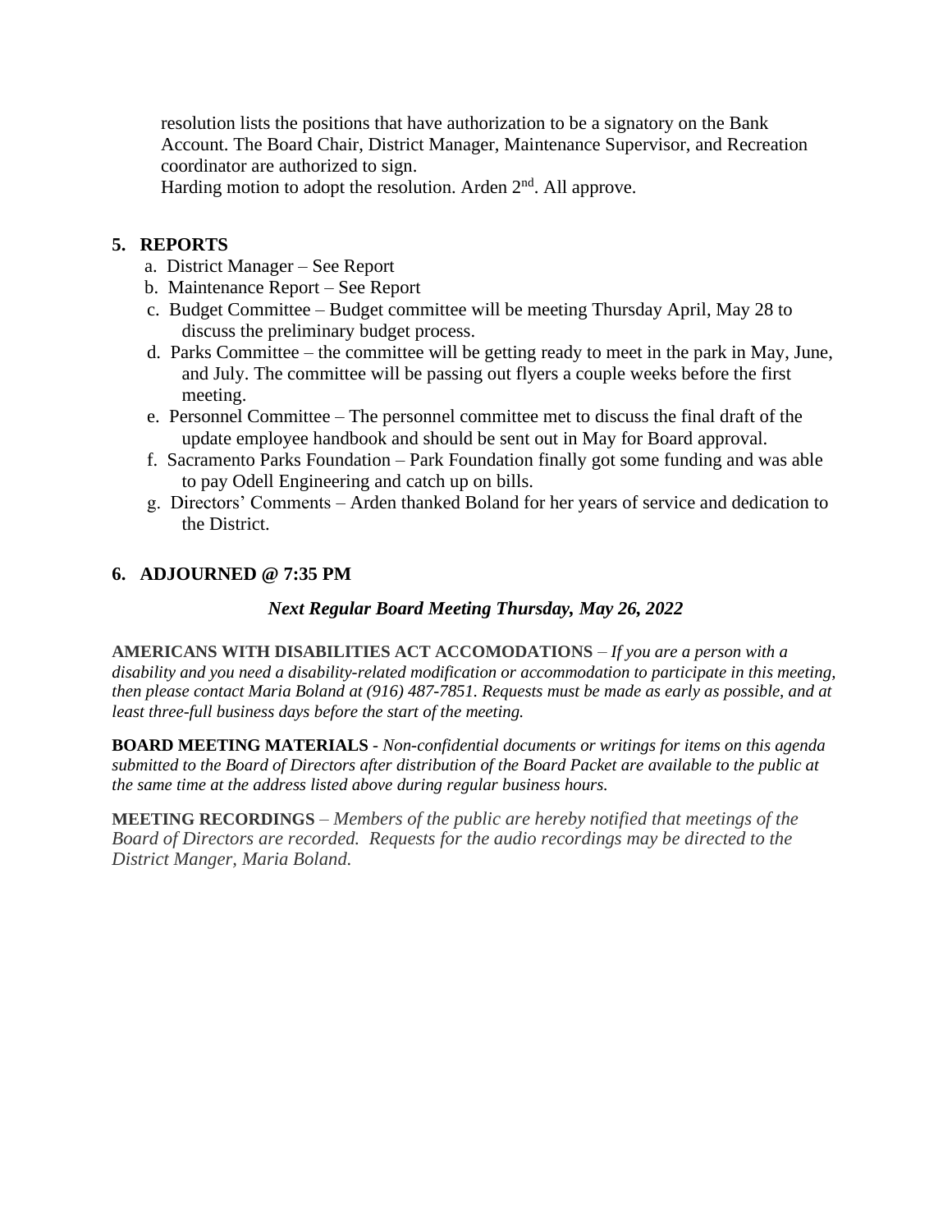resolution lists the positions that have authorization to be a signatory on the Bank Account. The Board Chair, District Manager, Maintenance Supervisor, and Recreation coordinator are authorized to sign.
Harding motion to adopt the resolution. Arden 2nd. All approve.

## 5. REPORTS

a. District Manager – See Report
b. Maintenance Report – See Report
c. Budget Committee – Budget committee will be meeting Thursday April, May 28 to discuss the preliminary budget process.
d. Parks Committee – the committee will be getting ready to meet in the park in May, June, and July. The committee will be passing out flyers a couple weeks before the first meeting.
e. Personnel Committee – The personnel committee met to discuss the final draft of the update employee handbook and should be sent out in May for Board approval.
f. Sacramento Parks Foundation – Park Foundation finally got some funding and was able to pay Odell Engineering and catch up on bills.
g. Directors' Comments – Arden thanked Boland for her years of service and dedication to the District.

## 6. ADJOURNED @ 7:35 PM

***Next Regular Board Meeting Thursday, May 26, 2022***

**AMERICANS WITH DISABILITIES ACT ACCOMODATIONS** – *If you are a person with a disability and you need a disability-related modification or accommodation to participate in this meeting, then please contact Maria Boland at (916) 487-7851. Requests must be made as early as possible, and at least three-full business days before the start of the meeting.*

**BOARD MEETING MATERIALS** - *Non-confidential documents or writings for items on this agenda submitted to the Board of Directors after distribution of the Board Packet are available to the public at the same time at the address listed above during regular business hours.*

**MEETING RECORDINGS** – *Members of the public are hereby notified that meetings of the Board of Directors are recorded. Requests for the audio recordings may be directed to the District Manger, Maria Boland.*